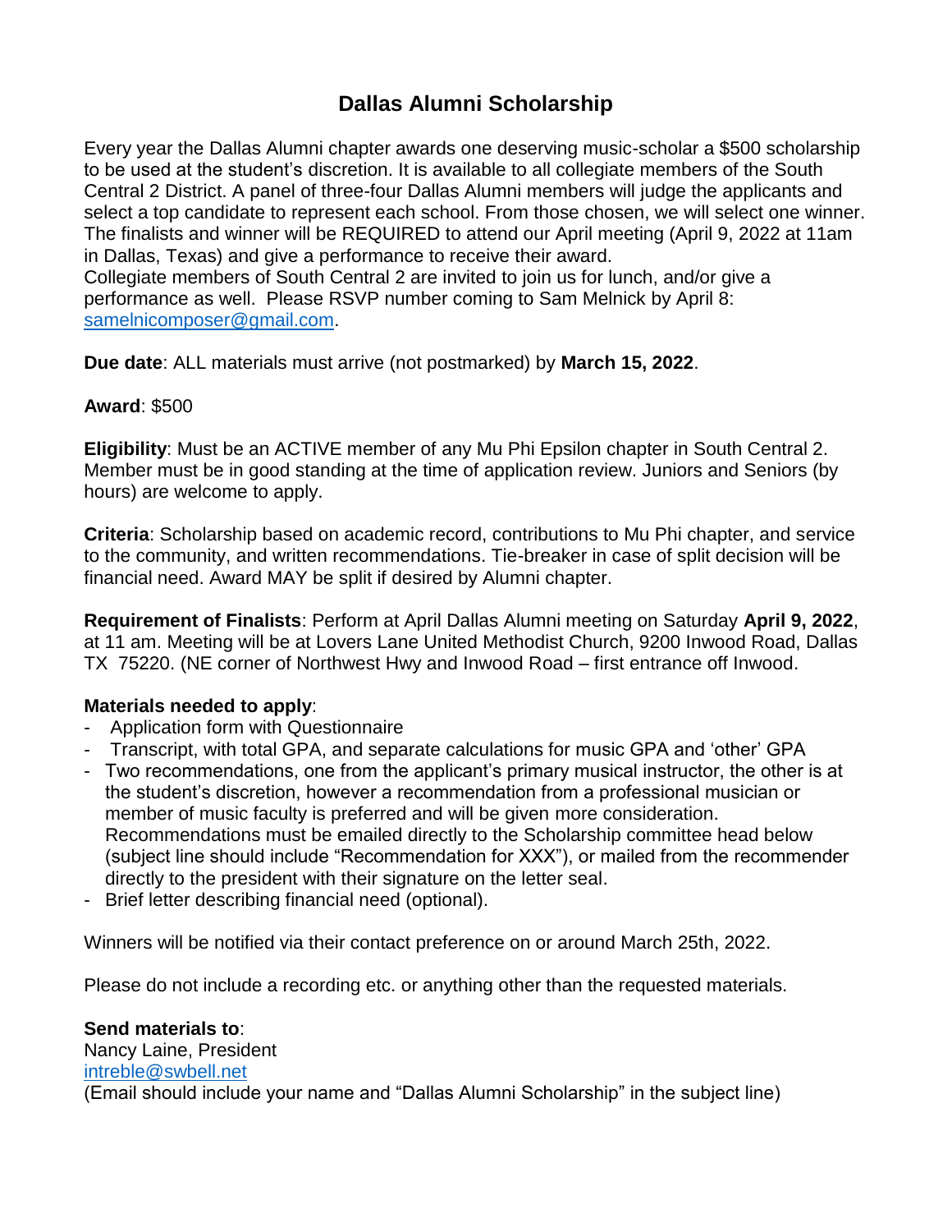# Dallas Alumni Scholarship

Every year the Dallas Alumni chapter awards one deserving music-scholar a $500 scholarship to be used at the student's discretion. It is available to all collegiate members of the South Central 2 District. A panel of three-four Dallas Alumni members will judge the applicants and select a top candidate to represent each school. From those chosen, we will select one winner. The finalists and winner will be REQUIRED to attend our April meeting (April 9, 2022 at 11am in Dallas, Texas) and give a performance to receive their award.
Collegiate members of South Central 2 are invited to join us for lunch, and/or give a performance as well. Please RSVP number coming to Sam Melnick by April 8: samelnicomposer@gmail.com.

**Due date**: ALL materials must arrive (not postmarked) by **March 15, 2022**.

**Award**: $500

**Eligibility**: Must be an ACTIVE member of any Mu Phi Epsilon chapter in South Central 2. Member must be in good standing at the time of application review. Juniors and Seniors (by hours) are welcome to apply.

**Criteria**: Scholarship based on academic record, contributions to Mu Phi chapter, and service to the community, and written recommendations. Tie-breaker in case of split decision will be financial need. Award MAY be split if desired by Alumni chapter.

**Requirement of Finalists**: Perform at April Dallas Alumni meeting on Saturday **April 9, 2022**, at 11 am. Meeting will be at Lovers Lane United Methodist Church, 9200 Inwood Road, Dallas TX 75220. (NE corner of Northwest Hwy and Inwood Road – first entrance off Inwood.

**Materials needed to apply**:

- Application form with Questionnaire
- Transcript, with total GPA, and separate calculations for music GPA and 'other' GPA
- Two recommendations, one from the applicant's primary musical instructor, the other is at the student's discretion, however a recommendation from a professional musician or member of music faculty is preferred and will be given more consideration. Recommendations must be emailed directly to the Scholarship committee head below (subject line should include "Recommendation for XXX"), or mailed from the recommender directly to the president with their signature on the letter seal.
- Brief letter describing financial need (optional).

Winners will be notified via their contact preference on or around March 25th, 2022.

Please do not include a recording etc. or anything other than the requested materials.

**Send materials to**:
Nancy Laine, President
intreble@swbell.net
(Email should include your name and "Dallas Alumni Scholarship" in the subject line)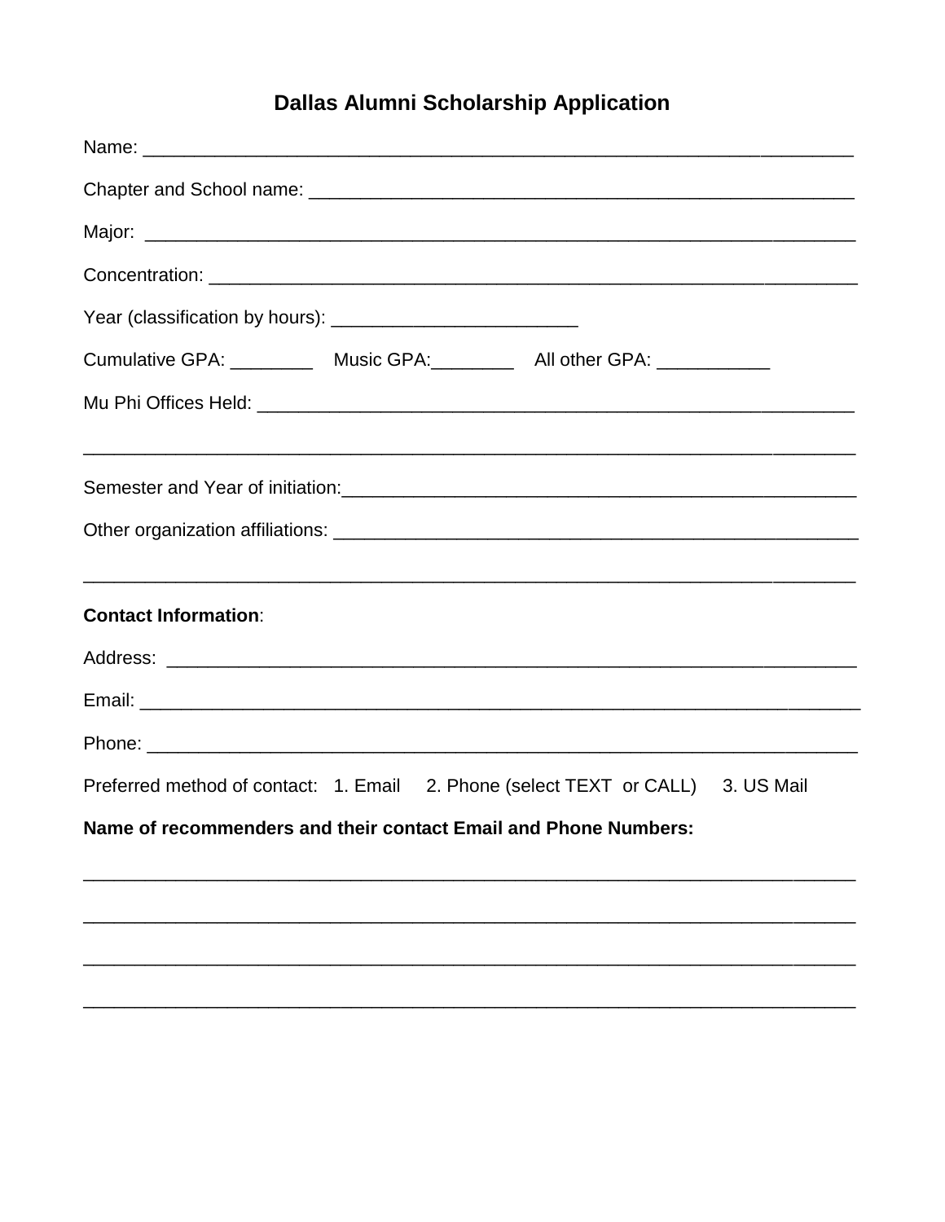# Dallas Alumni Scholarship Application

Name: ___________________________________________________________________

Chapter and School name: ______________________________________________________

Major: _______________________________________________________________________

Concentration: _________________________________________________________________

Year (classification by hours): ________________________

Cumulative GPA: ________ Music GPA:________ All other GPA: ___________

Mu Phi Offices Held: ___________________________________________________________

___________________________________________________________________________

Semester and Year of initiation:____________________________________________________

Other organization affiliations: ____________________________________________________

___________________________________________________________________________

**Contact Information**:

Address: _____________________________________________________________________

Email: _______________________________________________________________________

Phone: _______________________________________________________________________

Preferred method of contact: 1. Email 2. Phone (select TEXT or CALL) 3. US Mail

**Name of recommenders and their contact Email and Phone Numbers:**

___________________________________________________________________________

___________________________________________________________________________

___________________________________________________________________________

___________________________________________________________________________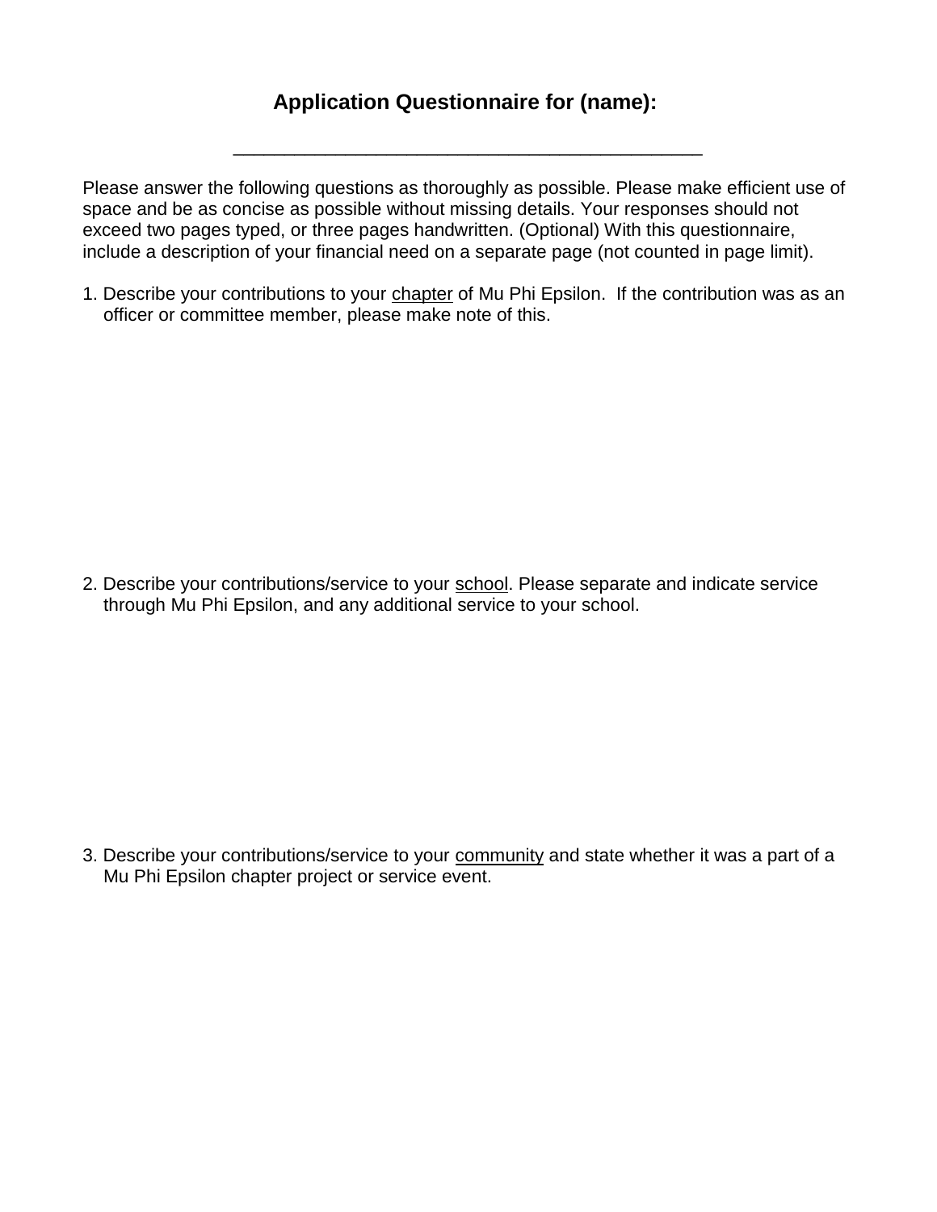## Application Questionnaire for (name):

_______________________________________________

Please answer the following questions as thoroughly as possible. Please make efficient use of space and be as concise as possible without missing details. Your responses should not exceed two pages typed, or three pages handwritten. (Optional) With this questionnaire, include a description of your financial need on a separate page (not counted in page limit).

1. Describe your contributions to your <u>chapter</u> of Mu Phi Epsilon. If the contribution was as an officer or committee member, please make note of this.

2. Describe your contributions/service to your <u>school</u>. Please separate and indicate service through Mu Phi Epsilon, and any additional service to your school.

3. Describe your contributions/service to your <u>community</u> and state whether it was a part of a Mu Phi Epsilon chapter project or service event.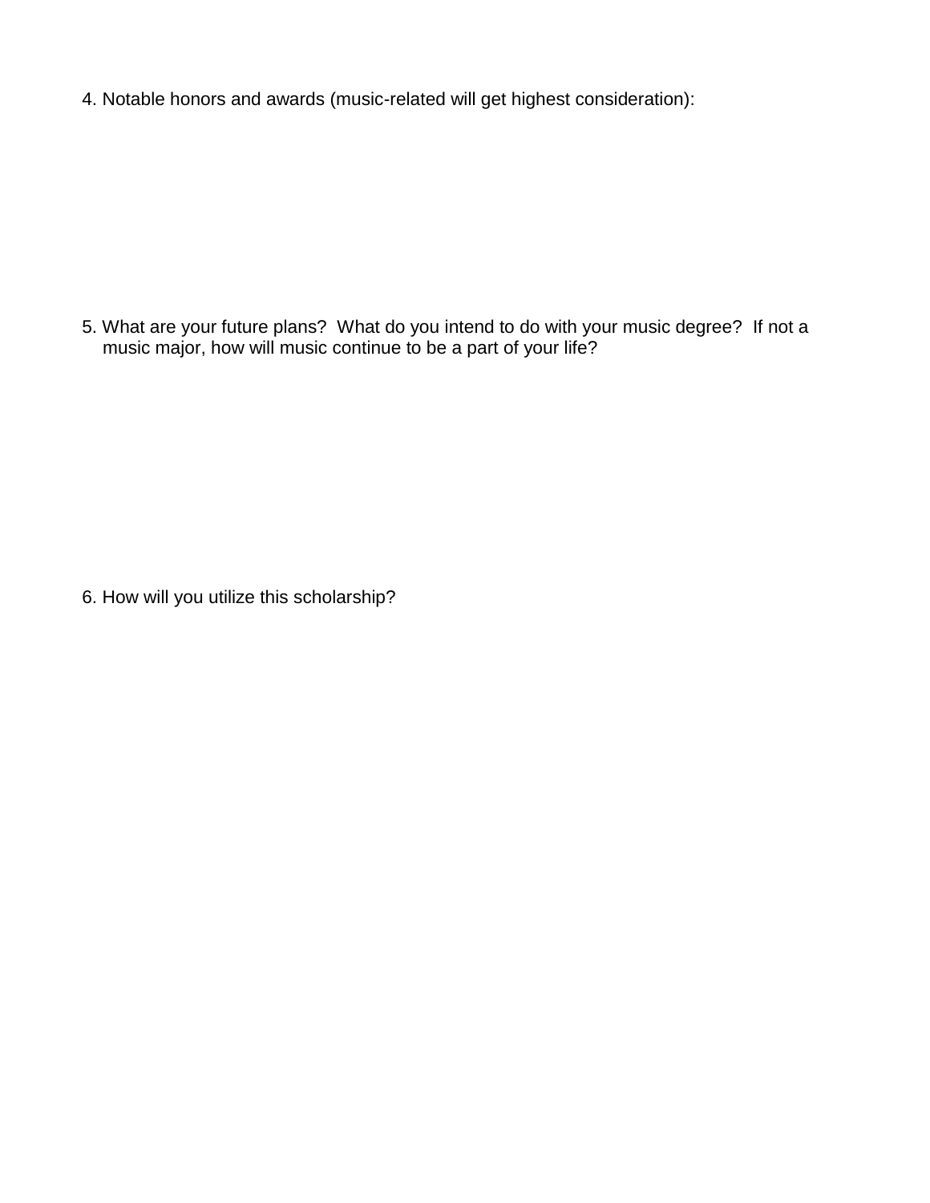4. Notable honors and awards (music-related will get highest consideration):

5. What are your future plans?  What do you intend to do with your music degree?  If not a music major, how will music continue to be a part of your life?

6. How will you utilize this scholarship?